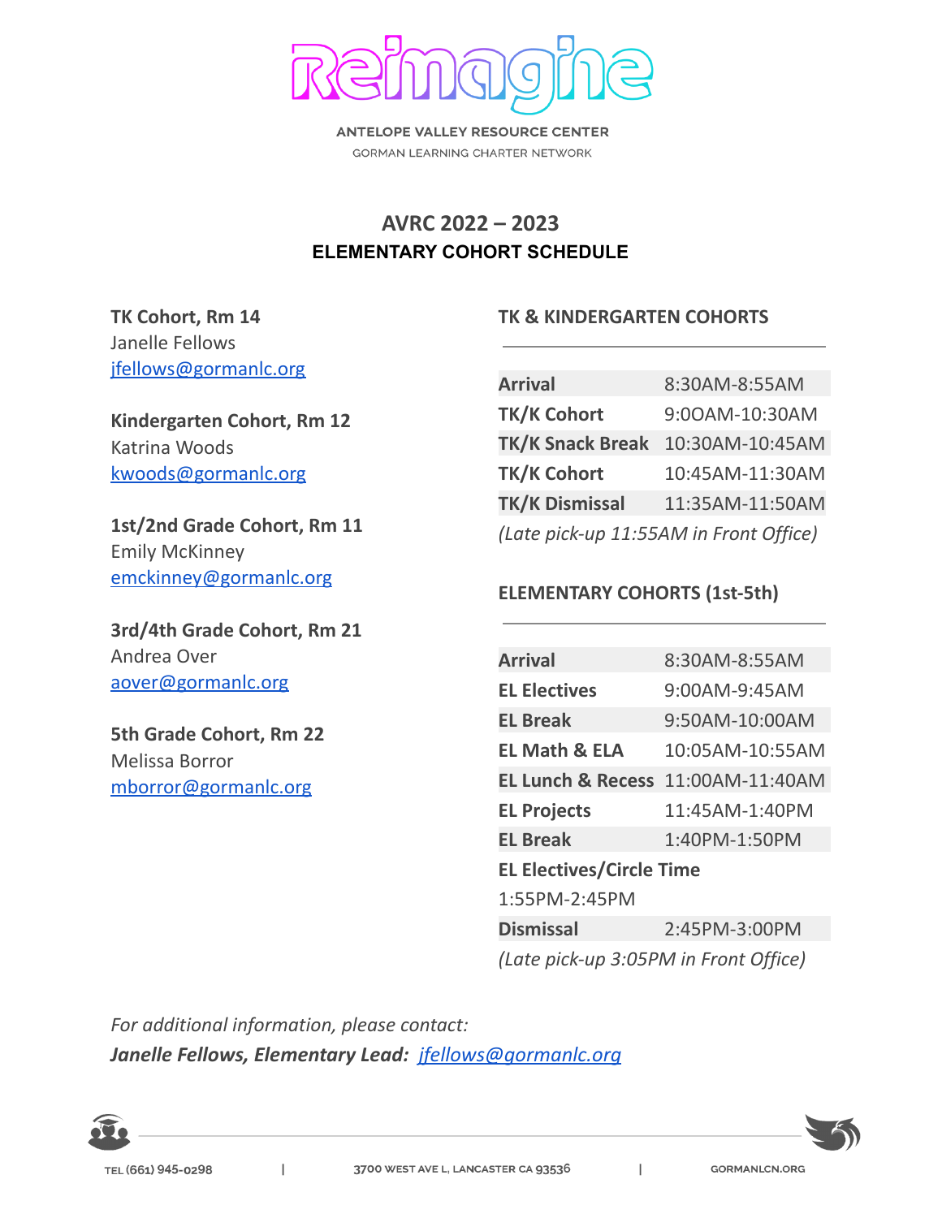# Reimagine

ANTELOPE VALLEY RESOURCE CENTER

GORMAN LEARNING CHARTER NETWORK

## AVRC 2022 – 2023
### ELEMENTARY COHORT SCHEDULE

**TK Cohort, Rm 14**
Janelle Fellows
jfellows@gormanlc.org

**Kindergarten Cohort, Rm 12**
Katrina Woods
kwoods@gormanlc.org

**1st/2nd Grade Cohort, Rm 11**
Emily McKinney
emckinney@gormanlc.org

**3rd/4th Grade Cohort, Rm 21**
Andrea Over
aover@gormanlc.org

**5th Grade Cohort, Rm 22**
Melissa Borror
mborror@gormanlc.org

**TK & KINDERGARTEN COHORTS**

| | |
|---|---|
| **Arrival** | 8:30AM-8:55AM |
| **TK/K Cohort** | 9:0OAM-10:30AM |
| **TK/K Snack Break** | 10:30AM-10:45AM |
| **TK/K Cohort** | 10:45AM-11:30AM |
| **TK/K Dismissal** | 11:35AM-11:50AM |

*(Late pick-up 11:55AM in Front Office)*

**ELEMENTARY COHORTS (1st-5th)**

| | |
|---|---|
| **Arrival** | 8:30AM-8:55AM |
| **EL Electives** | 9:00AM-9:45AM |
| **EL Break** | 9:50AM-10:00AM |
| **EL Math & ELA** | 10:05AM-10:55AM |
| **EL Lunch & Recess** | 11:00AM-11:40AM |
| **EL Projects** | 11:45AM-1:40PM |
| **EL Break** | 1:40PM-1:50PM |
| **EL Electives/Circle Time** | 1:55PM-2:45PM |
| **Dismissal** | 2:45PM-3:00PM |

*(Late pick-up 3:05PM in Front Office)*

*For additional information, please contact:*
***Janelle Fellows, Elementary Lead:** jfellows@gormanlc.org*

TEL (661) 945-0298 | 3700 WEST AVE L, LANCASTER CA 93536 | GORMANLCN.ORG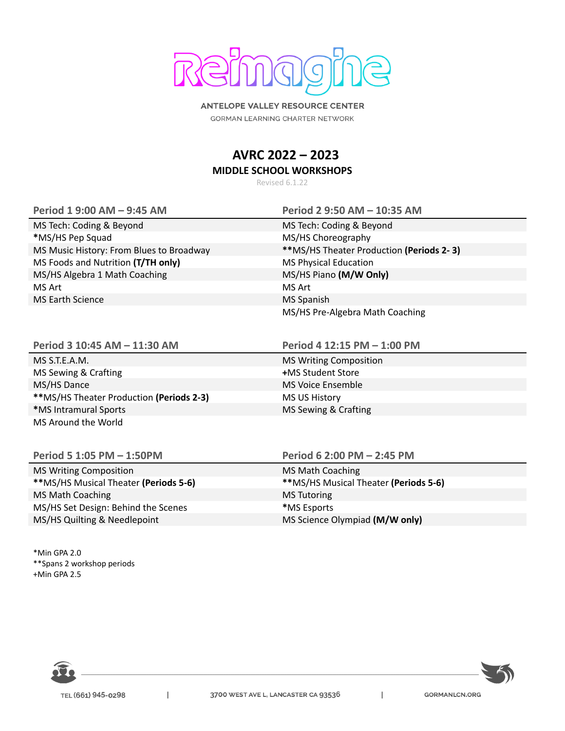Reimagine

ANTELOPE VALLEY RESOURCE CENTER

GORMAN LEARNING CHARTER NETWORK

# AVRC 2022 – 2023

## MIDDLE SCHOOL WORKSHOPS

Revised 6.1.22

| Period 1 9:00 AM – 9:45 AM | Period 2 9:50 AM – 10:35 AM |
|---|---|
| MS Tech: Coding & Beyond | MS Tech: Coding & Beyond |
| *MS/HS Pep Squad | MS/HS Choreography |
| MS Music History: From Blues to Broadway | **MS/HS Theater Production **(Periods 2- 3)** |
| MS Foods and Nutrition **(T/TH only)** | MS Physical Education |
| MS/HS Algebra 1 Math Coaching | MS/HS Piano **(M/W Only)** |
| MS Art | MS Art |
| MS Earth Science | MS Spanish |
| | MS/HS Pre-Algebra Math Coaching |

| Period 3 10:45 AM – 11:30 AM | Period 4 12:15 PM – 1:00 PM |
|---|---|
| MS S.T.E.A.M. | MS Writing Composition |
| MS Sewing & Crafting | +MS Student Store |
| MS/HS Dance | MS Voice Ensemble |
| **MS/HS Theater Production **(Periods 2-3)** | MS US History |
| *MS Intramural Sports | MS Sewing & Crafting |
| MS Around the World | |

| Period 5 1:05 PM – 1:50PM | Period 6 2:00 PM – 2:45 PM |
|---|---|
| MS Writing Composition | MS Math Coaching |
| **MS/HS Musical Theater **(Periods 5-6)** | **MS/HS Musical Theater **(Periods 5-6)** |
| MS Math Coaching | MS Tutoring |
| MS/HS Set Design: Behind the Scenes | *MS Esports |
| MS/HS Quilting & Needlepoint | MS Science Olympiad **(M/W only)** |

*Min GPA 2.0
**Spans 2 workshop periods
+Min GPA 2.5

TEL (661) 945-0298 | 3700 WEST AVE L, LANCASTER CA 93536 | GORMANLCN.ORG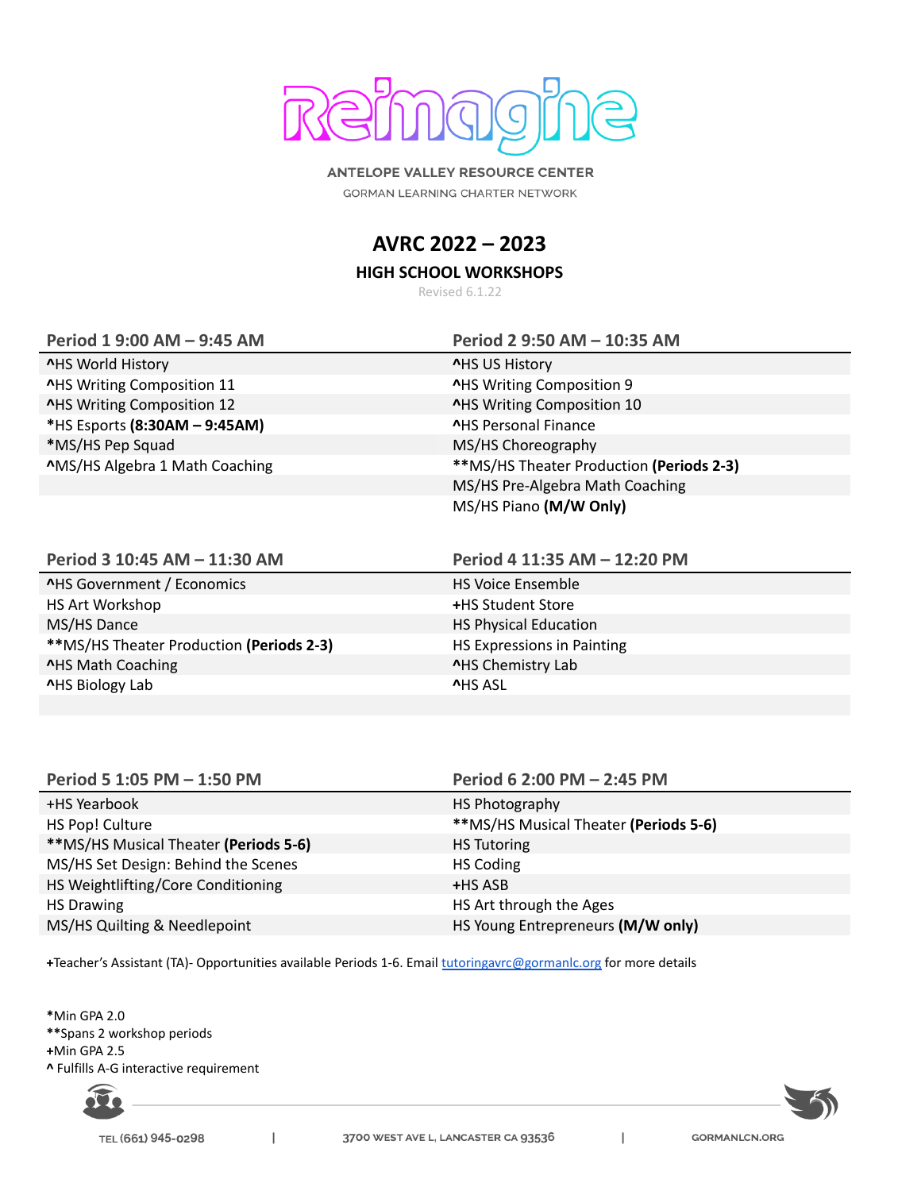Reimagine

ANTELOPE VALLEY RESOURCE CENTER

GORMAN LEARNING CHARTER NETWORK

# AVRC 2022 – 2023

## HIGH SCHOOL WORKSHOPS

Revised 6.1.22

| Period 1 9:00 AM – 9:45 AM | Period 2 9:50 AM – 10:35 AM |
|---|---|
| ^HS World History | ^HS US History |
| ^HS Writing Composition 11 | ^HS Writing Composition 9 |
| ^HS Writing Composition 12 | ^HS Writing Composition 10 |
| *HS Esports **(8:30AM – 9:45AM)** | ^HS Personal Finance |
| *MS/HS Pep Squad | MS/HS Choreography |
| ^MS/HS Algebra 1 Math Coaching | **MS/HS Theater Production **(Periods 2-3)** |
| | MS/HS Pre-Algebra Math Coaching |
| | MS/HS Piano **(M/W Only)** |

| Period 3 10:45 AM – 11:30 AM | Period 4 11:35 AM – 12:20 PM |
|---|---|
| ^HS Government / Economics | HS Voice Ensemble |
| HS Art Workshop | +HS Student Store |
| MS/HS Dance | HS Physical Education |
| **MS/HS Theater Production **(Periods 2-3)** | HS Expressions in Painting |
| ^HS Math Coaching | ^HS Chemistry Lab |
| ^HS Biology Lab | ^HS ASL |

| Period 5 1:05 PM – 1:50 PM | Period 6 2:00 PM – 2:45 PM |
|---|---|
| +HS Yearbook | HS Photography |
| HS Pop! Culture | **MS/HS Musical Theater **(Periods 5-6)** |
| **MS/HS Musical Theater **(Periods 5-6)** | HS Tutoring |
| MS/HS Set Design: Behind the Scenes | HS Coding |
| HS Weightlifting/Core Conditioning | +HS ASB |
| HS Drawing | HS Art through the Ages |
| MS/HS Quilting & Needlepoint | HS Young Entrepreneurs **(M/W only)** |

+Teacher's Assistant (TA)- Opportunities available Periods 1-6. Email tutoringavrc@gormanlc.org for more details

*Min GPA 2.0
**Spans 2 workshop periods
+Min GPA 2.5
^ Fulfills A-G interactive requirement

TEL (661) 945-0298 | 3700 WEST AVE L, LANCASTER CA 93536 | GORMANLCN.ORG